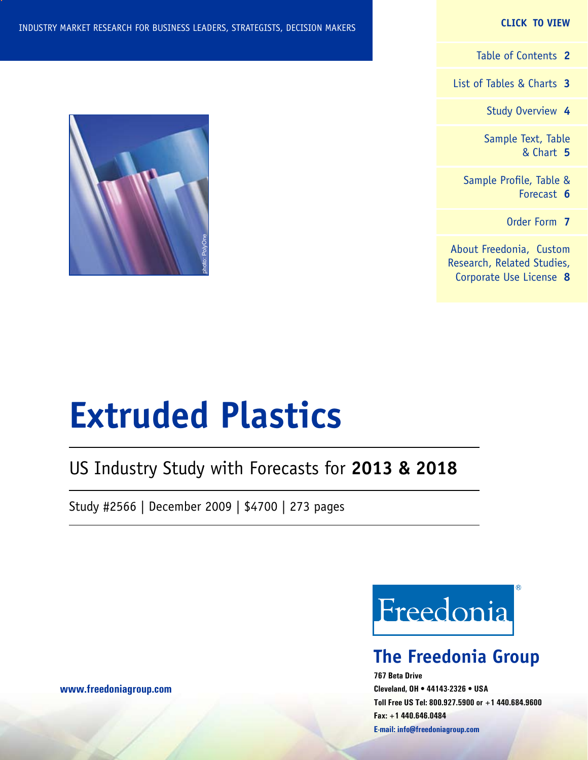INDUSTRY MARKET RESEARCH FOR BUSINESS LEADERS, STRATEGISTS, DECISION MAKERS

**CLICK TO VIEW**

- Table of Contents **2**
- List of Tables & Charts **3**
- Study Overview **4**
- Sample Text, Table & Chart **5**
- Sample Profile, Table & Forecast **6**
- Order Form **7**
- About Freedonia, Custom Research, Related Studies, Corporate Use License **8**

photo: PolyOne

# Extruded Plastics

## US Industry Study with Forecasts for **2013 & 2018**

Study #2566 | December 2009 | $4700 | 273 pages

Freedonia®

## The Freedonia Group

**767 Beta Drive**
**Cleveland, OH • 44143-2326 • USA**
**Toll Free US Tel: 800.927.5900 or +1 440.684.9600**
**Fax: +1 440.646.0484**
**E-mail: info@freedoniagroup.com**

**www.freedoniagroup.com**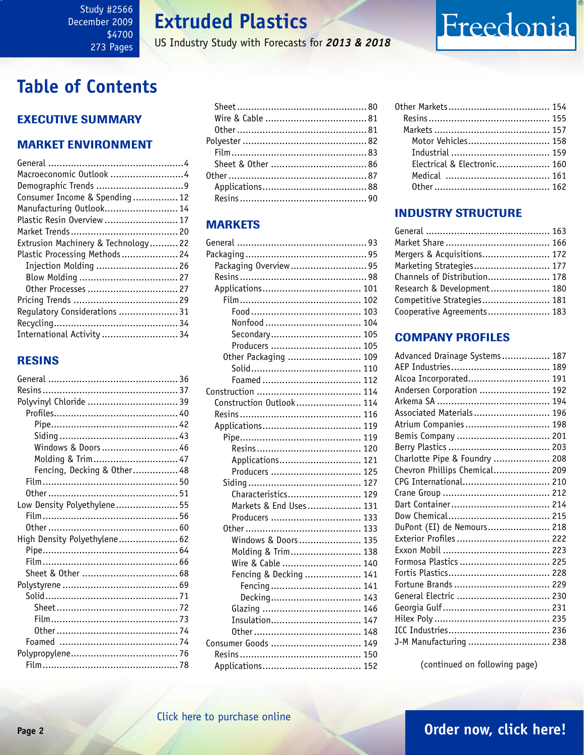Study #2566
December 2009
$4700
273 Pages

# Extruded Plastics

US Industry Study with Forecasts for *2013 & 2018*

## Table of Contents

### EXECUTIVE SUMMARY

### MARKET ENVIRONMENT

General ....4
Macroeconomic Outlook ....4
Demographic Trends ....9
Consumer Income & Spending ....12
Manufacturing Outlook ....14
Plastic Resin Overview ....17
Market Trends ....20
Extrusion Machinery & Technology ....22
Plastic Processing Methods ....24
- Injection Molding ....26
- Blow Molding ....27
- Other Processes ....27

Pricing Trends ....29
Regulatory Considerations ....31
Recycling ....34
International Activity ....34

### RESINS

General ....36
Resins ....37
Polyvinyl Chloride ....39
- Profiles ....40
  - Pipe ....42
  - Siding ....43
  - Windows & Doors ....46
  - Molding & Trim ....47
  - Fencing, Decking & Other ....48
- Film ....50
- Other ....51

Low Density Polyethylene ....55
- Film ....56
- Other ....60

High Density Polyethylene ....62
- Pipe ....64
- Film ....66
- Sheet & Other ....68

Polystyrene ....69
- Solid ....71
  - Sheet ....72
  - Film ....73
  - Other ....74
- Foamed ....74

Polypropylene ....76
- Film ....78
- Sheet ....80
- Wire & Cable ....81
- Other ....81

Polyester ....82
- Film ....83
- Sheet & Other ....86

Other ....87
- Applications ....88
- Resins ....90

### MARKETS

General ....93
Packaging ....95
- Packaging Overview ....95
- Resins ....98
- Applications ....101
  - Film ....102
    - Food ....103
    - Nonfood ....104
    - Secondary ....105
    - Producers ....105
  - Other Packaging ....109
    - Solid ....110
    - Foamed ....112

Construction ....114
- Construction Outlook ....114
- Resins ....116
- Applications ....119
  - Pipe ....119
    - Resins ....120
    - Applications ....121
    - Producers ....125
  - Siding ....127
    - Characteristics ....129
    - Markets & End Uses ....131
    - Producers ....133
  - Other ....133
    - Windows & Doors ....135
    - Molding & Trim ....138
    - Wire & Cable ....140
    - Fencing & Decking ....141
      - Fencing ....141
      - Decking ....143
    - Glazing ....146
    - Insulation ....147
    - Other ....148

Consumer Goods ....149
- Resins ....150
- Applications ....152

Other Markets ....154
- Resins ....155
- Markets ....157
  - Motor Vehicles ....158
  - Industrial ....159
  - Electrical & Electronic ....160
  - Medical ....161
  - Other ....162

### INDUSTRY STRUCTURE

General ....163
Market Share ....166
Mergers & Acquisitions ....172
Marketing Strategies ....177
Channels of Distribution ....178
Research & Development ....180
Competitive Strategies ....181
Cooperative Agreements ....183

### COMPANY PROFILES

Advanced Drainage Systems ....187
AEP Industries ....189
Alcoa Incorporated ....191
Andersen Corporation ....192
Arkema SA ....194
Associated Materials ....196
Atrium Companies ....198
Bemis Company ....201
Berry Plastics ....203
Charlotte Pipe & Foundry ....208
Chevron Phillips Chemical ....209
CPG International ....210
Crane Group ....212
Dart Container ....214
Dow Chemical ....215
DuPont (EI) de Nemours ....218
Exterior Profiles ....222
Exxon Mobil ....223
Formosa Plastics ....225
Fortis Plastics ....228
Fortune Brands ....229
General Electric ....230
Georgia Gulf ....231
Hilex Poly ....235
ICC Industries ....236
J-M Manufacturing ....238

(continued on following page)

Click here to purchase online

Order now, click here!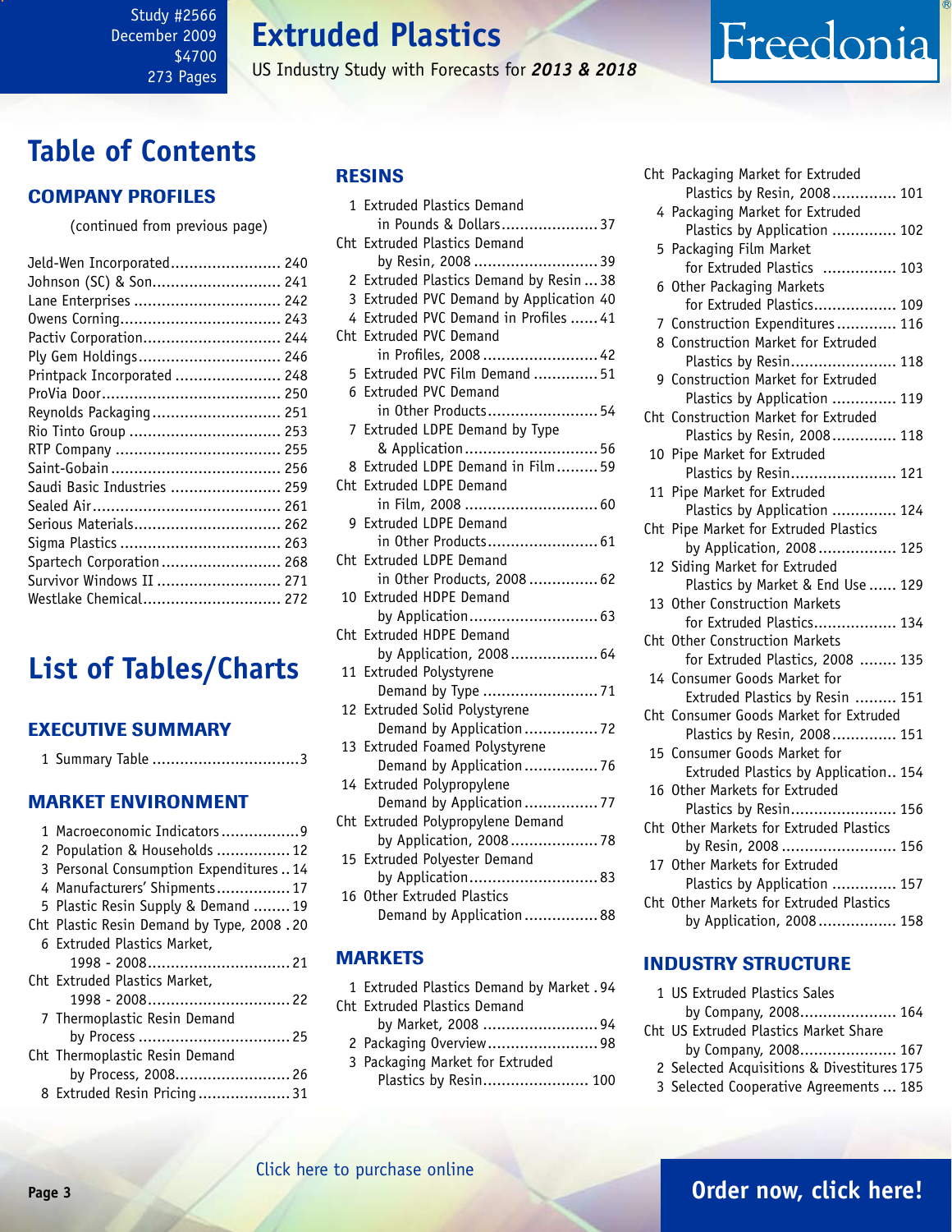Study #2566
December 2009
$4700
273 Pages

# Extruded Plastics

US Industry Study with Forecasts for ***2013 & 2018***

Freedonia

# Table of Contents

## COMPANY PROFILES

(continued from previous page)

Jeld-Wen Incorporated........................ 240
Johnson (SC) & Son............................ 241
Lane Enterprises ................................ 242
Owens Corning................................... 243
Pactiv Corporation.............................. 244
Ply Gem Holdings............................... 246
Printpack Incorporated ....................... 248
ProVia Door....................................... 250
Reynolds Packaging............................ 251
Rio Tinto Group ................................. 253
RTP Company .................................... 255
Saint-Gobain ..................................... 256
Saudi Basic Industries ........................ 259
Sealed Air......................................... 261
Serious Materials................................ 262
Sigma Plastics ................................... 263
Spartech Corporation.......................... 268
Survivor Windows II ........................... 271
Westlake Chemical.............................. 272

# List of Tables/Charts

## EXECUTIVE SUMMARY

1 Summary Table ................................3

## MARKET ENVIRONMENT

1 Macroeconomic Indicators.................9
2 Population & Households ................12
3 Personal Consumption Expenditures..14
4 Manufacturers' Shipments................17
5 Plastic Resin Supply & Demand ........19
Cht Plastic Resin Demand by Type, 2008 .20
6 Extruded Plastics Market, 1998 - 2008...............................21
Cht Extruded Plastics Market, 1998 - 2008...............................22
7 Thermoplastic Resin Demand by Process ...............................25
Cht Thermoplastic Resin Demand by Process, 2008.........................26
8 Extruded Resin Pricing....................31

## RESINS

1 Extruded Plastics Demand in Pounds & Dollars.....................37
Cht Extruded Plastics Demand by Resin, 2008 ...........................39
2 Extruded Plastics Demand by Resin ...38
3 Extruded PVC Demand by Application 40
4 Extruded PVC Demand in Profiles ......41
Cht Extruded PVC Demand in Profiles, 2008.........................42
5 Extruded PVC Film Demand ..............51
6 Extruded PVC Demand in Other Products........................54
7 Extruded LDPE Demand by Type & Application.............................56
8 Extruded LDPE Demand in Film.........59
Cht Extruded LDPE Demand in Film, 2008 ............................60
9 Extruded LDPE Demand in Other Products........................61
Cht Extruded LDPE Demand in Other Products, 2008 ...............62
10 Extruded HDPE Demand by Application............................63
Cht Extruded HDPE Demand by Application, 2008...................64
11 Extruded Polystyrene Demand by Type .........................71
12 Extruded Solid Polystyrene Demand by Application ................72
13 Extruded Foamed Polystyrene Demand by Application ................76
14 Extruded Polypropylene Demand by Application ................77
Cht Extruded Polypropylene Demand by Application, 2008...................78
15 Extruded Polyester Demand by Application............................83
16 Other Extruded Plastics Demand by Application ................88

## MARKETS

1 Extruded Plastics Demand by Market .94
Cht Extruded Plastics Demand by Market, 2008 .........................94
2 Packaging Overview........................98
3 Packaging Market for Extruded Plastics by Resin....................... 100
Cht Packaging Market for Extruded Plastics by Resin, 2008.............. 101
4 Packaging Market for Extruded Plastics by Application .............. 102
5 Packaging Film Market for Extruded Plastics ................ 103
6 Other Packaging Markets for Extruded Plastics.................. 109
7 Construction Expenditures............. 116
8 Construction Market for Extruded Plastics by Resin....................... 118
9 Construction Market for Extruded Plastics by Application .............. 119
Cht Construction Market for Extruded Plastics by Resin, 2008.............. 118
10 Pipe Market for Extruded Plastics by Resin....................... 121
11 Pipe Market for Extruded Plastics by Application .............. 124
Cht Pipe Market for Extruded Plastics by Application, 2008................. 125
12 Siding Market for Extruded Plastics by Market & End Use ...... 129
13 Other Construction Markets for Extruded Plastics.................. 134
Cht Other Construction Markets for Extruded Plastics, 2008 ........ 135
14 Consumer Goods Market for Extruded Plastics by Resin ......... 151
Cht Consumer Goods Market for Extruded Plastics by Resin, 2008.............. 151
15 Consumer Goods Market for Extruded Plastics by Application.. 154
16 Other Markets for Extruded Plastics by Resin....................... 156
Cht Other Markets for Extruded Plastics by Resin, 2008 ......................... 156
17 Other Markets for Extruded Plastics by Application .............. 157
Cht Other Markets for Extruded Plastics by Application, 2008................. 158

## INDUSTRY STRUCTURE

1 US Extruded Plastics Sales by Company, 2008..................... 164
Cht US Extruded Plastics Market Share by Company, 2008..................... 167
2 Selected Acquisitions & Divestitures 175
3 Selected Cooperative Agreements ... 185

Click here to purchase online

**Order now, click here!**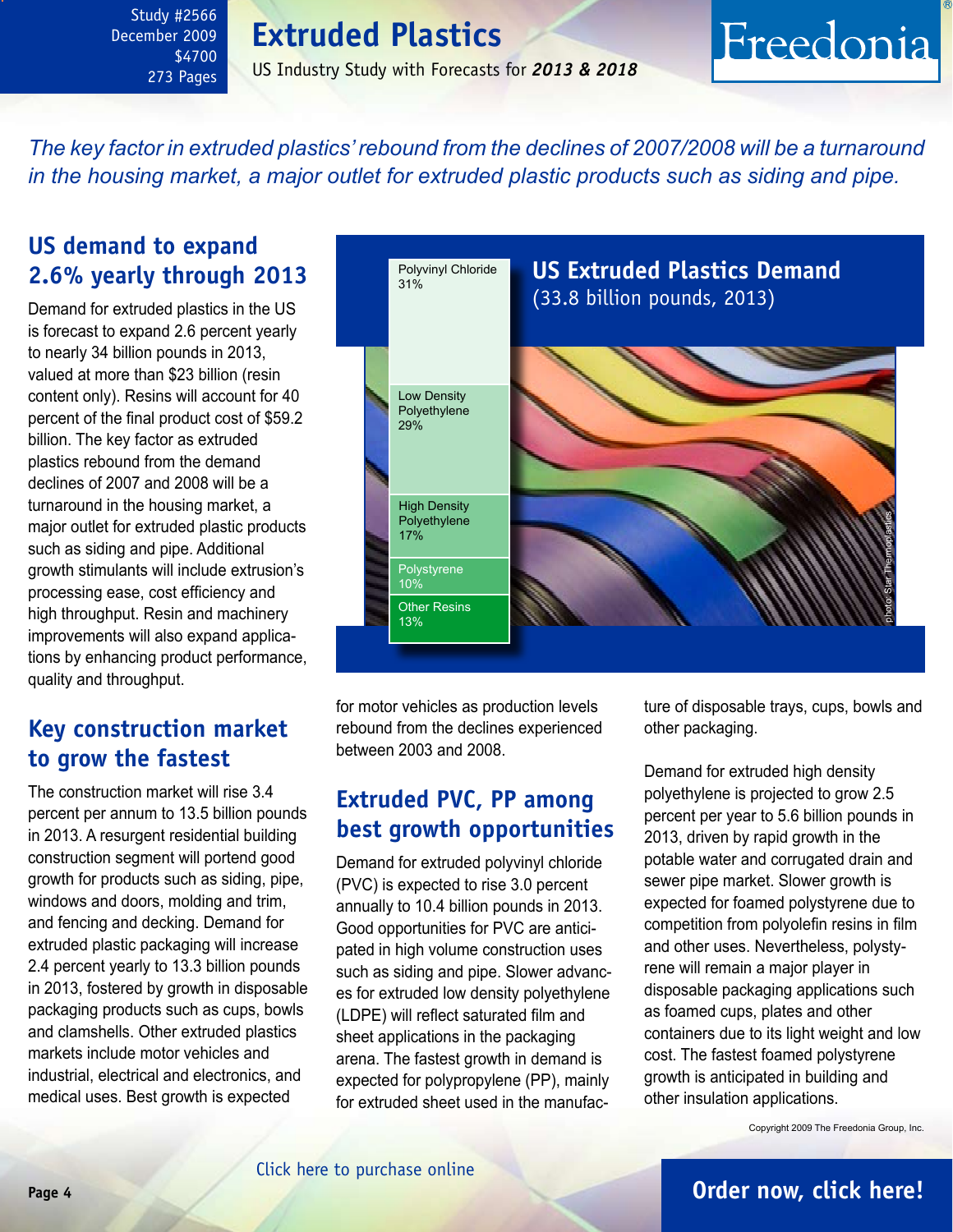Study #2566
December 2009
$4700
273 Pages

# Extruded Plastics

US Industry Study with Forecasts for ***2013 & 2018***

*The key factor in extruded plastics' rebound from the declines of 2007/2008 will be a turnaround in the housing market, a major outlet for extruded plastic products such as siding and pipe.*

## US demand to expand 2.6% yearly through 2013

Demand for extruded plastics in the US is forecast to expand 2.6 percent yearly to nearly 34 billion pounds in 2013, valued at more than $23 billion (resin content only). Resins will account for 40 percent of the final product cost of $59.2 billion. The key factor as extruded plastics rebound from the demand declines of 2007 and 2008 will be a turnaround in the housing market, a major outlet for extruded plastic products such as siding and pipe. Additional growth stimulants will include extrusion's processing ease, cost efficiency and high throughput. Resin and machinery improvements will also expand applications by enhancing product performance, quality and throughput.

**US Extruded Plastics Demand**
(33.8 billion pounds, 2013)

| Resin | Share |
|---|---|
| Polyvinyl Chloride | 31% |
| Low Density Polyethylene | 29% |
| High Density Polyethylene | 17% |
| Polystyrene | 10% |
| Other Resins | 13% |

photo: Star Thermoplastics

## Key construction market to grow the fastest

The construction market will rise 3.4 percent per annum to 13.5 billion pounds in 2013. A resurgent residential building construction segment will portend good growth for products such as siding, pipe, windows and doors, molding and trim, and fencing and decking. Demand for extruded plastic packaging will increase 2.4 percent yearly to 13.3 billion pounds in 2013, fostered by growth in disposable packaging products such as cups, bowls and clamshells. Other extruded plastics markets include motor vehicles and industrial, electrical and electronics, and medical uses. Best growth is expected for motor vehicles as production levels rebound from the declines experienced between 2003 and 2008.

## Extruded PVC, PP among best growth opportunities

Demand for extruded polyvinyl chloride (PVC) is expected to rise 3.0 percent annually to 10.4 billion pounds in 2013. Good opportunities for PVC are anticipated in high volume construction uses such as siding and pipe. Slower advances for extruded low density polyethylene (LDPE) will reflect saturated film and sheet applications in the packaging arena. The fastest growth in demand is expected for polypropylene (PP), mainly for extruded sheet used in the manufacture of disposable trays, cups, bowls and other packaging.

Demand for extruded high density polyethylene is projected to grow 2.5 percent per year to 5.6 billion pounds in 2013, driven by rapid growth in the potable water and corrugated drain and sewer pipe market. Slower growth is expected for foamed polystyrene due to competition from polyolefin resins in film and other uses. Nevertheless, polystyrene will remain a major player in disposable packaging applications such as foamed cups, plates and other containers due to its light weight and low cost. The fastest foamed polystyrene growth is anticipated in building and other insulation applications.

Copyright 2009 The Freedonia Group, Inc.

Click here to purchase online

**Order now, click here!**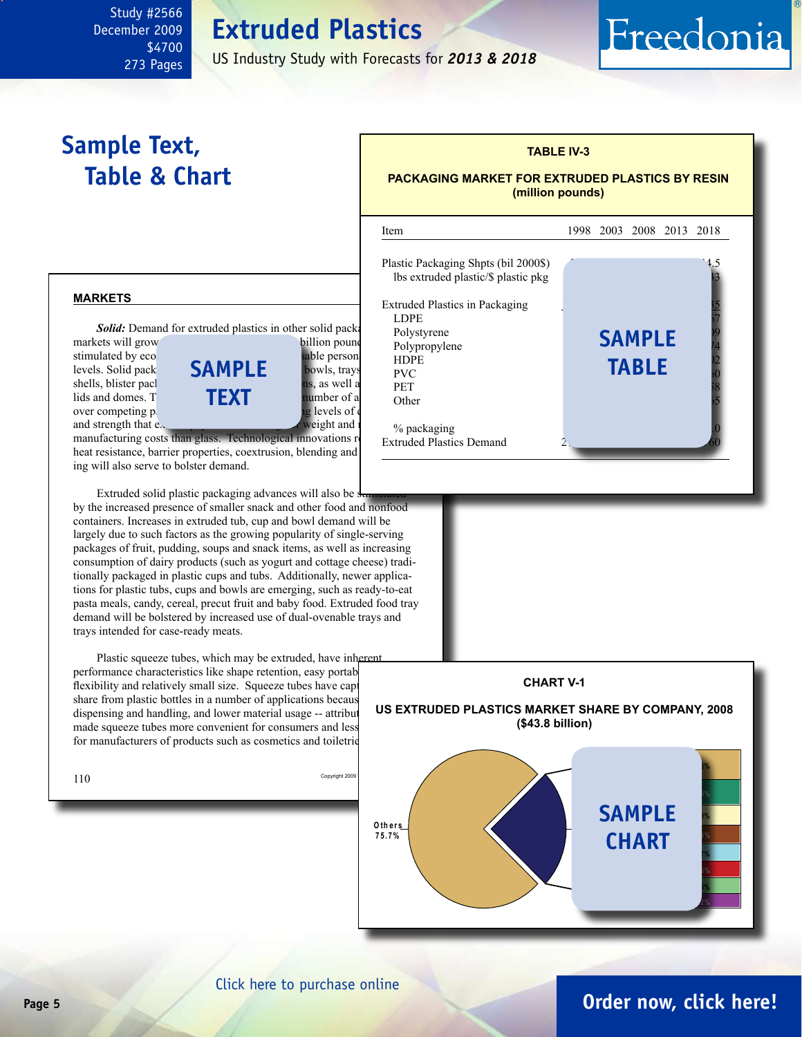Study #2566
December 2009
$4700
273 Pages

# Extruded Plastics

US Industry Study with Forecasts for ***2013 & 2018***

## Sample Text, Table & Chart

**TABLE IV-3**

**PACKAGING MARKET FOR EXTRUDED PLASTICS BY RESIN (million pounds)**

| Item | 1998 | 2003 | 2008 | 2013 | 2018 |
|---|---|---|---|---|---|
| Plastic Packaging Shpts (bil 2000$) | | | | | 4.5 |
| lbs extruded plastic/$ plastic pkg | | | | | 3 |
| Extruded Plastics in Packaging | | | | | 5 |
| LDPE | | | | | 7 |
| Polystyrene | | | | | 9 |
| Polypropylene | | | | | 4 |
| HDPE | | | | | 2 |
| PVC | | | | | 0 |
| PET | | | | | 8 |
| Other | | | | | 5 |
| % packaging | | | | | 0 |
| Extruded Plastics Demand | 2 | | | | 60 |

SAMPLE TABLE

**MARKETS**

***Solid:*** Demand for extruded plastics in other solid packa... markets will grow ... billion pound... stimulated by eco... sable person... levels. Solid pack... bowls, trays... shells, blister pac... ns, as well a... lids and domes. T... number of a... over competing p... g levels of ... and strength that e... weight and ... manufacturing costs than glass. Technological innovations r... heat resistance, barrier properties, coextrusion, blending and ... ing will also serve to bolster demand.

SAMPLE TEXT

Extruded solid plastic packaging advances will also be stimulated by the increased presence of smaller snack and other food and nonfood containers. Increases in extruded tub, cup and bowl demand will be largely due to such factors as the growing popularity of single-serving packages of fruit, pudding, soups and snack items, as well as increasing consumption of dairy products (such as yogurt and cottage cheese) traditionally packaged in plastic cups and tubs. Additionally, newer applications for plastic tubs, cups and bowls are emerging, such as ready-to-eat pasta meals, candy, cereal, precut fruit and baby food. Extruded food tray demand will be bolstered by increased use of dual-ovenable trays and trays intended for case-ready meats.

Plastic squeeze tubes, which may be extruded, have inherent performance characteristics like shape retention, easy portab... flexibility and relatively small size. Squeeze tubes have capt... share from plastic bottles in a number of applications becaus... dispensing and handling, and lower material usage -- attribut... made squeeze tubes more convenient for consumers and less... for manufacturers of products such as cosmetics and toiletri...

110 Copyright 2009

**CHART V-1**

**US EXTRUDED PLASTICS MARKET SHARE BY COMPANY, 2008 ($43.8 billion)**

Others 75.7%

SAMPLE CHART

Click here to purchase online

**Order now, click here!**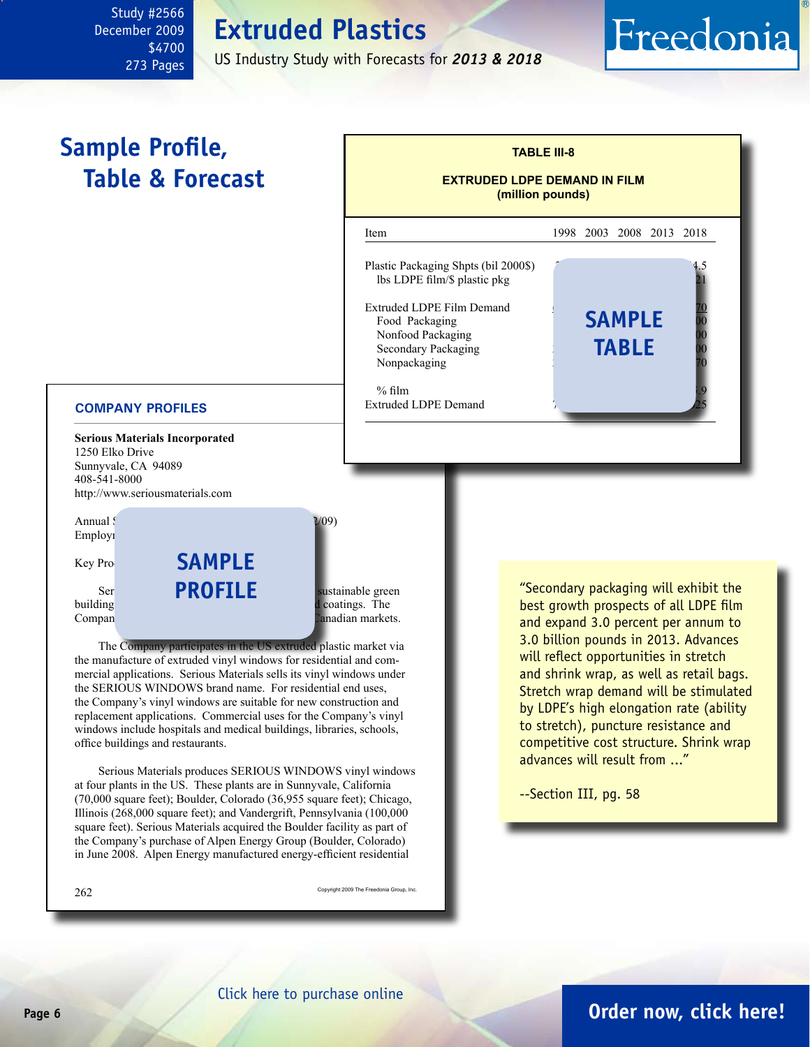Study #2566
December 2009
$4700
273 Pages

# Extruded Plastics

US Industry Study with Forecasts for ***2013 & 2018***

## Sample Profile, Table & Forecast

**TABLE III-8**

**EXTRUDED LDPE DEMAND IN FILM**
**(million pounds)**

| Item | 1998 | 2003 | 2008 | 2013 | 2018 |
|---|---|---|---|---|---|
| Plastic Packaging Shpts (bil 2000$) | | | | | 4.5 |
| lbs LDPE film/$ plastic pkg | | | | | 21 |
| Extruded LDPE Film Demand | | | | | 70 |
| Food Packaging | | | | | 00 |
| Nonfood Packaging | | | | | 00 |
| Secondary Packaging | | | | | 00 |
| Nonpackaging | | | | | 70 |
| % film | | | | | .9 |
| Extruded LDPE Demand | | | | | 25 |

SAMPLE TABLE

### COMPANY PROFILES

**Serious Materials Incorporated**
1250 Elko Drive
Sunnyvale, CA 94089
408-541-8000
http://www.seriousmaterials.com

Annual S ... /09)
Employ...

Key Pro...

Ser... sustainable green building ... coatings. The Compan... anadian markets.

SAMPLE PROFILE

The Company participates in the US extruded plastic market via the manufacture of extruded vinyl windows for residential and commercial applications. Serious Materials sells its vinyl windows under the SERIOUS WINDOWS brand name. For residential end uses, the Company's vinyl windows are suitable for new construction and replacement applications. Commercial uses for the Company's vinyl windows include hospitals and medical buildings, libraries, schools, office buildings and restaurants.

Serious Materials produces SERIOUS WINDOWS vinyl windows at four plants in the US. These plants are in Sunnyvale, California (70,000 square feet); Boulder, Colorado (36,955 square feet); Chicago, Illinois (268,000 square feet); and Vandergrift, Pennsylvania (100,000 square feet). Serious Materials acquired the Boulder facility as part of the Company's purchase of Alpen Energy Group (Boulder, Colorado) in June 2008. Alpen Energy manufactured energy-efficient residential

262 Copyright 2009 The Freedonia Group, Inc.

"Secondary packaging will exhibit the best growth prospects of all LDPE film and expand 3.0 percent per annum to 3.0 billion pounds in 2013. Advances will reflect opportunities in stretch and shrink wrap, as well as retail bags. Stretch wrap demand will be stimulated by LDPE's high elongation rate (ability to stretch), puncture resistance and competitive cost structure. Shrink wrap advances will result from ..."

--Section III, pg. 58

Click here to purchase online

**Order now, click here!**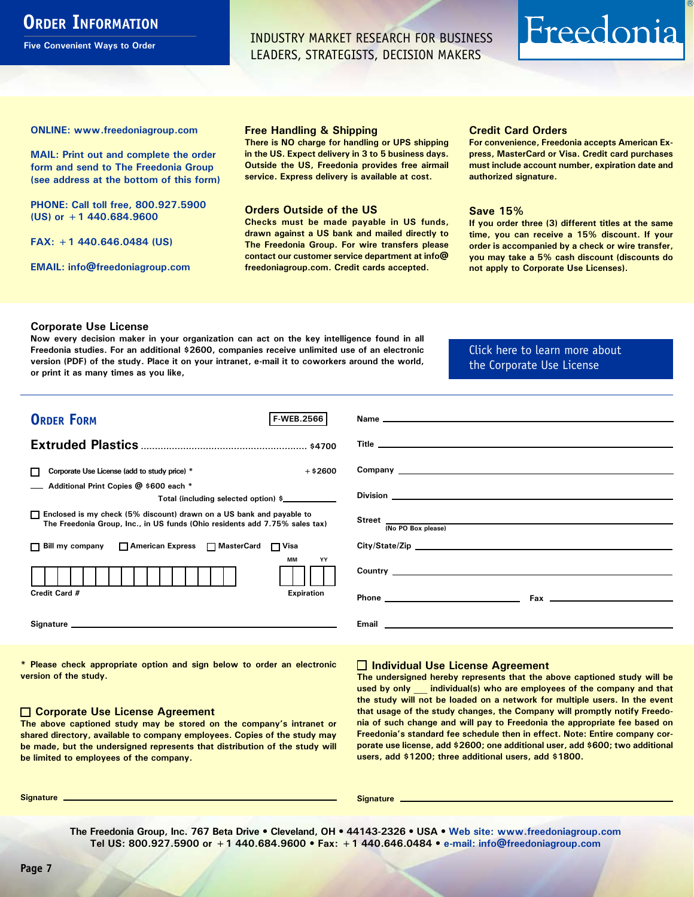# Order Information

**Five Convenient Ways to Order**

INDUSTRY MARKET RESEARCH FOR BUSINESS LEADERS, STRATEGISTS, DECISION MAKERS

Freedonia®

**ONLINE: www.freedoniagroup.com**

**MAIL: Print out and complete the order form and send to The Freedonia Group (see address at the bottom of this form)**

**PHONE: Call toll free, 800.927.5900 (US) or +1 440.684.9600**

**FAX: +1 440.646.0484 (US)**

**EMAIL: info@freedoniagroup.com**

### Free Handling & Shipping

There is NO charge for handling or UPS shipping in the US. Expect delivery in 3 to 5 business days. Outside the US, Freedonia provides free airmail service. Express delivery is available at cost.

### Orders Outside of the US

Checks must be made payable in US funds, drawn against a US bank and mailed directly to The Freedonia Group. For wire transfers please contact our customer service department at info@freedoniagroup.com. Credit cards accepted.

### Credit Card Orders

For convenience, Freedonia accepts American Express, MasterCard or Visa. Credit card purchases must include account number, expiration date and authorized signature.

### Save 15%

If you order three (3) different titles at the same time, you can receive a 15% discount. If your order is accompanied by a check or wire transfer, you may take a 5% cash discount (discounts do not apply to Corporate Use Licenses).

### Corporate Use License

Now every decision maker in your organization can act on the key intelligence found in all Freedonia studies. For an additional $2600, companies receive unlimited use of an electronic version (PDF) of the study. Place it on your intranet, e-mail it to coworkers around the world, or print it as many times as you like,

Click here to learn more about the Corporate Use License

## Order Form

F-WEB.2566

**Extruded Plastics** .......................................................... $4700

☐ Corporate Use License (add to study price) * +$2600

___ Additional Print Copies @ $600 each *

Total (including selected option) $__________

☐ Enclosed is my check (5% discount) drawn on a US bank and payable to The Freedonia Group, Inc., in US funds (Ohio residents add 7.75% sales tax)

☐ Bill my company ☐ American Express ☐ MasterCard ☐ Visa

Credit Card # __________ Expiration MM YY

Signature __________

Name __________

Title __________

Company __________

Division __________

Street __________ (No PO Box please)

City/State/Zip __________

Country __________

Phone __________ Fax __________

Email __________

\* Please check appropriate option and sign below to order an electronic version of the study.

### ☐ Corporate Use License Agreement

The above captioned study may be stored on the company's intranet or shared directory, available to company employees. Copies of the study may be made, but the undersigned represents that distribution of the study will be limited to employees of the company.

Signature __________

### ☐ Individual Use License Agreement

The undersigned hereby represents that the above captioned study will be used by only ___ individual(s) who are employees of the company and that the study will not be loaded on a network for multiple users. In the event that usage of the study changes, the Company will promptly notify Freedonia of such change and will pay to Freedonia the appropriate fee based on Freedonia's standard fee schedule then in effect. Note: Entire company corporate use license, add $2600; one additional user, add $600; two additional users, add $1200; three additional users, add $1800.

Signature __________

The Freedonia Group, Inc. 767 Beta Drive • Cleveland, OH • 44143-2326 • USA • Web site: www.freedoniagroup.com
Tel US: 800.927.5900 or +1 440.684.9600 • Fax: +1 440.646.0484 • e-mail: info@freedoniagroup.com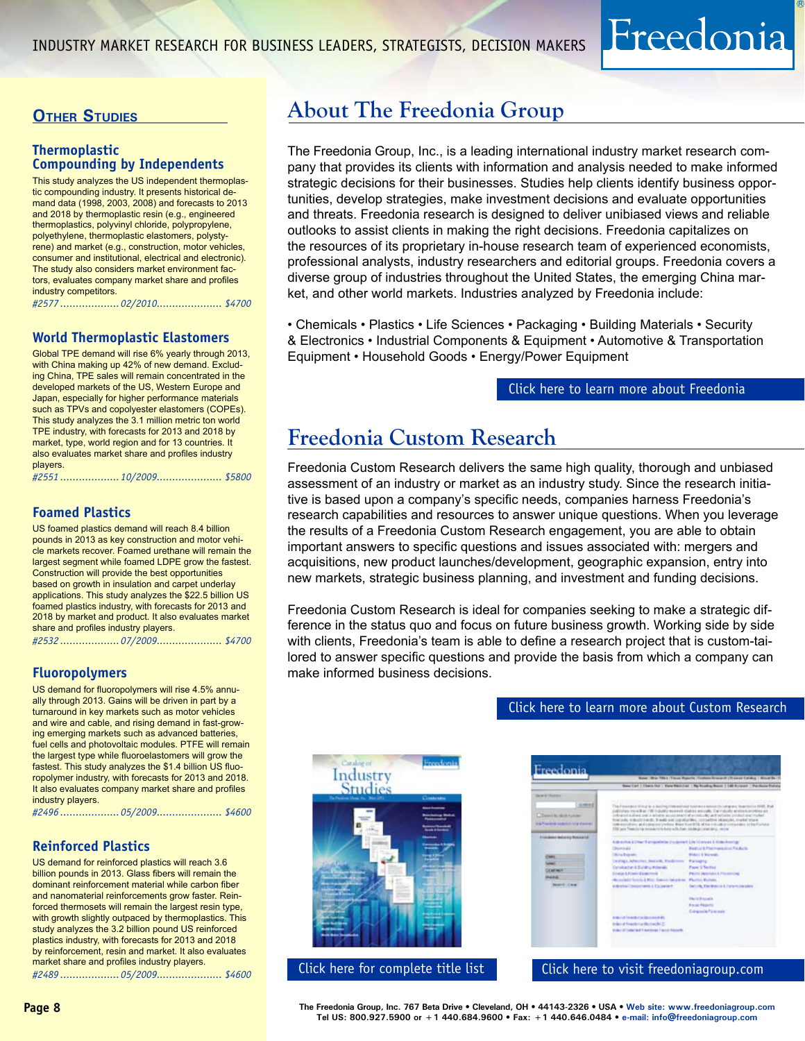## Other Studies

### Thermoplastic Compounding by Independents

This study analyzes the US independent thermoplastic compounding industry. It presents historical demand data (1998, 2003, 2008) and forecasts to 2013 and 2018 by thermoplastic resin (e.g., engineered thermoplastics, polyvinyl chloride, polypropylene, polyethylene, thermoplastic elastomers, polystyrene) and market (e.g., construction, motor vehicles, consumer and institutional, electrical and electronic). The study also considers market environment factors, evaluates company market share and profiles industry competitors.

*#2577 .................. 02/2010..................... $4700*

### World Thermoplastic Elastomers

Global TPE demand will rise 6% yearly through 2013, with China making up 42% of new demand. Excluding China, TPE sales will remain concentrated in the developed markets of the US, Western Europe and Japan, especially for higher performance materials such as TPVs and copolyester elastomers (COPEs). This study analyzes the 3.1 million metric ton world TPE industry, with forecasts for 2013 and 2018 by market, type, world region and for 13 countries. It also evaluates market share and profiles industry players.

*#2551 .................. 10/2009..................... $5800*

### Foamed Plastics

US foamed plastics demand will reach 8.4 billion pounds in 2013 as key construction and motor vehicle markets recover. Foamed urethane will remain the largest segment while foamed LDPE grow the fastest. Construction will provide the best opportunities based on growth in insulation and carpet underlay applications. This study analyzes the $22.5 billion US foamed plastics industry, with forecasts for 2013 and 2018 by market and product. It also evaluates market share and profiles industry players.

*#2532 .................. 07/2009..................... $4700*

### Fluoropolymers

US demand for fluoropolymers will rise 4.5% annually through 2013. Gains will be driven in part by a turnaround in key markets such as motor vehicles and wire and cable, and rising demand in fast-growing emerging markets such as advanced batteries, fuel cells and photovoltaic modules. PTFE will remain the largest type while fluoroelastomers will grow the fastest. This study analyzes the $1.4 billion US fluoropolymer industry, with forecasts for 2013 and 2018. It also evaluates company market share and profiles industry players.

*#2496 .................. 05/2009..................... $4600*

### Reinforced Plastics

US demand for reinforced plastics will reach 3.6 billion pounds in 2013. Glass fibers will remain the dominant reinforcement material while carbon fiber and nanomaterial reinforcements grow faster. Reinforced thermosets will remain the largest resin type, with growth slightly outpaced by thermoplastics. This study analyzes the 3.2 billion pound US reinforced plastics industry, with forecasts for 2013 and 2018 by reinforcement, resin and market. It also evaluates market share and profiles industry players.

*#2489 .................. 05/2009..................... $4600*

## About The Freedonia Group

The Freedonia Group, Inc., is a leading international industry market research company that provides its clients with information and analysis needed to make informed strategic decisions for their businesses. Studies help clients identify business opportunities, develop strategies, make investment decisions and evaluate opportunities and threats. Freedonia research is designed to deliver unibiased views and reliable outlooks to assist clients in making the right decisions. Freedonia capitalizes on the resources of its proprietary in-house research team of experienced economists, professional analysts, industry researchers and editorial groups. Freedonia covers a diverse group of industries throughout the United States, the emerging China market, and other world markets. Industries analyzed by Freedonia include:

• Chemicals • Plastics • Life Sciences • Packaging • Building Materials • Security & Electronics • Industrial Components & Equipment • Automotive & Transportation Equipment • Household Goods • Energy/Power Equipment

Click here to learn more about Freedonia

## Freedonia Custom Research

Freedonia Custom Research delivers the same high quality, thorough and unbiased assessment of an industry or market as an industry study. Since the research initiative is based upon a company's specific needs, companies harness Freedonia's research capabilities and resources to answer unique questions. When you leverage the results of a Freedonia Custom Research engagement, you are able to obtain important answers to specific questions and issues associated with: mergers and acquisitions, new product launches/development, geographic expansion, entry into new markets, strategic business planning, and investment and funding decisions.

Freedonia Custom Research is ideal for companies seeking to make a strategic difference in the status quo and focus on future business growth. Working side by side with clients, Freedonia's team is able to define a research project that is custom-tailored to answer specific questions and provide the basis from which a company can make informed business decisions.

Click here to learn more about Custom Research

Click here for complete title list

Click here to visit freedoniagroup.com

**The Freedonia Group, Inc. 767 Beta Drive • Cleveland, OH • 44143-2326 • USA • Web site: www.freedoniagroup.com**
**Tel US: 800.927.5900 or +1 440.684.9600 • Fax: +1 440.646.0484 • e-mail: info@freedoniagroup.com**